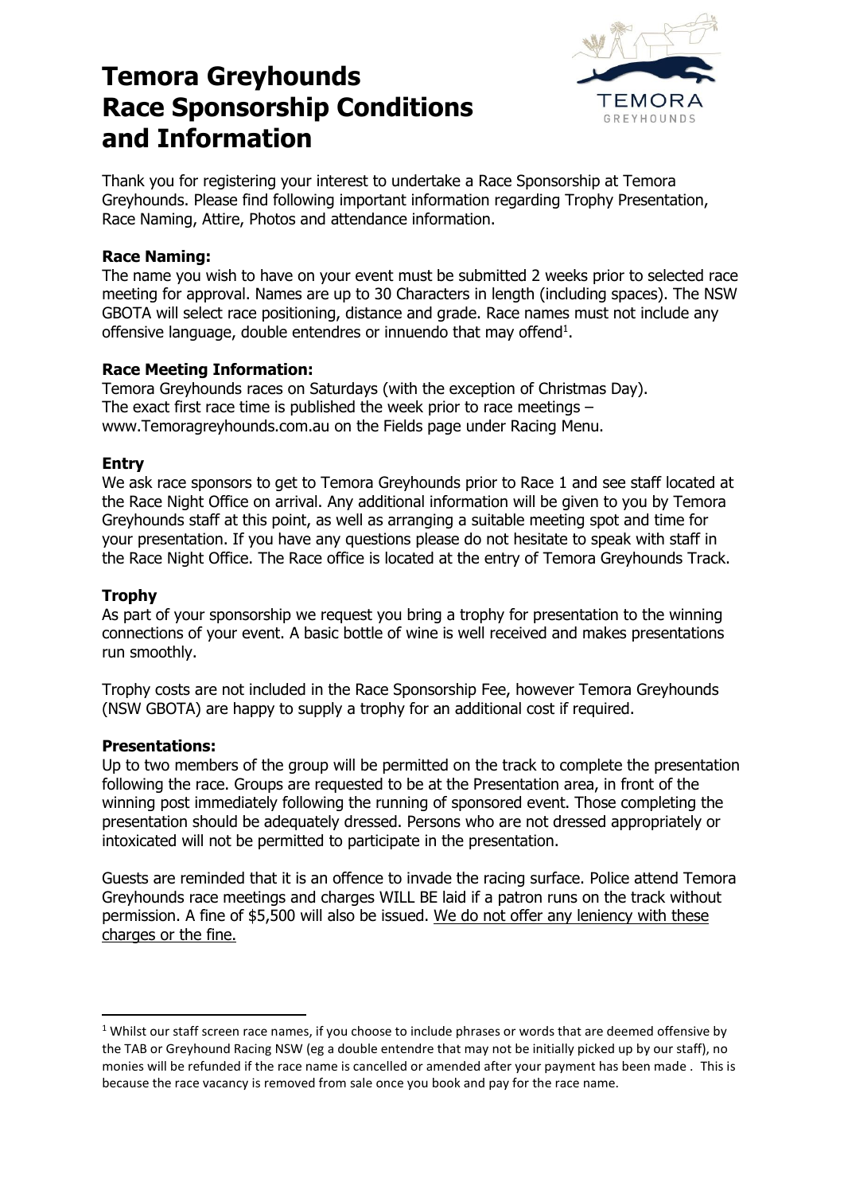# Temora Greyhounds Race Sponsorship Conditions and Information

Thank you for registering your interest to undertake a Race Sponsorship at Temora Greyhounds. Please find following important information regarding Trophy Presentation, Race Naming, Attire, Photos and attendance information.

**Race Naming:**

The name you wish to have on your event must be submitted 2 weeks prior to selected race meeting for approval. Names are up to 30 Characters in length (including spaces). The NSW GBOTA will select race positioning, distance and grade. Race names must not include any offensive language, double entendres or innuendo that may offend[1].

**Race Meeting Information:**

Temora Greyhounds races on Saturdays (with the exception of Christmas Day). The exact first race time is published the week prior to race meetings – www.Temoragreyhounds.com.au on the Fields page under Racing Menu.

**Entry**

We ask race sponsors to get to Temora Greyhounds prior to Race 1 and see staff located at the Race Night Office on arrival. Any additional information will be given to you by Temora Greyhounds staff at this point, as well as arranging a suitable meeting spot and time for your presentation. If you have any questions please do not hesitate to speak with staff in the Race Night Office. The Race office is located at the entry of Temora Greyhounds Track.

**Trophy**

As part of your sponsorship we request you bring a trophy for presentation to the winning connections of your event. A basic bottle of wine is well received and makes presentations run smoothly.

Trophy costs are not included in the Race Sponsorship Fee, however Temora Greyhounds (NSW GBOTA) are happy to supply a trophy for an additional cost if required.

**Presentations:**

Up to two members of the group will be permitted on the track to complete the presentation following the race. Groups are requested to be at the Presentation area, in front of the winning post immediately following the running of sponsored event. Those completing the presentation should be adequately dressed. Persons who are not dressed appropriately or intoxicated will not be permitted to participate in the presentation.

Guests are reminded that it is an offence to invade the racing surface. Police attend Temora Greyhounds race meetings and charges WILL BE laid if a patron runs on the track without permission. A fine of $5,500 will also be issued. We do not offer any leniency with these charges or the fine.

---

[1] Whilst our staff screen race names, if you choose to include phrases or words that are deemed offensive by the TAB or Greyhound Racing NSW (eg a double entendre that may not be initially picked up by our staff), no monies will be refunded if the race name is cancelled or amended after your payment has been made . This is because the race vacancy is removed from sale once you book and pay for the race name.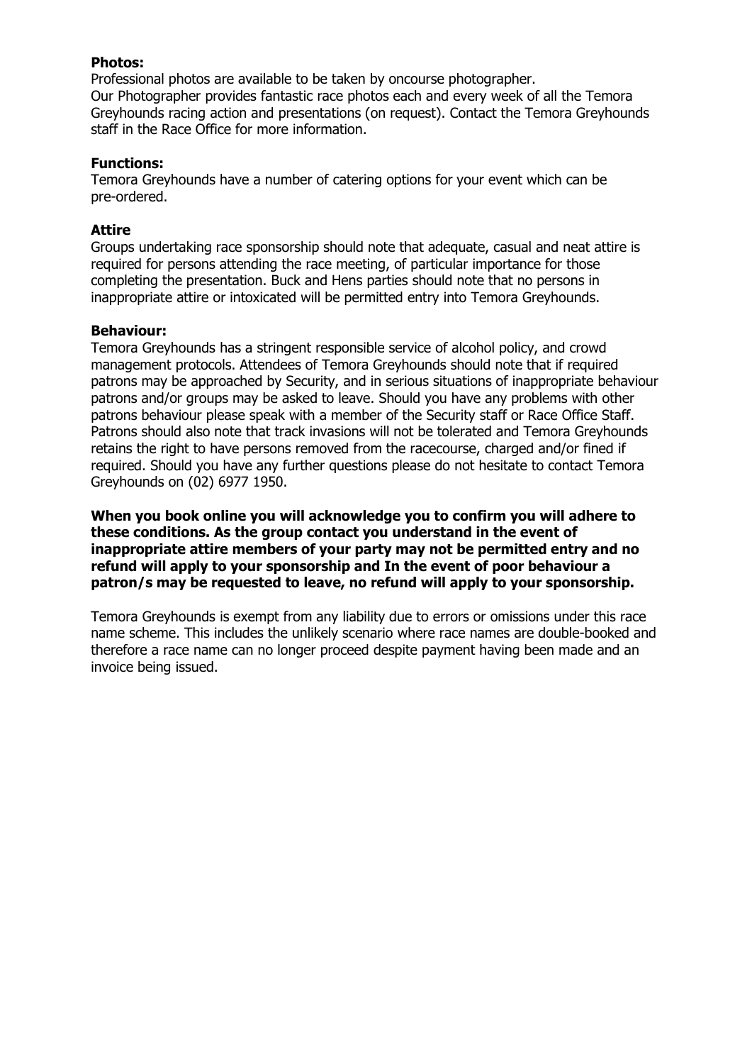**Photos:**
Professional photos are available to be taken by oncourse photographer.
Our Photographer provides fantastic race photos each and every week of all the Temora Greyhounds racing action and presentations (on request). Contact the Temora Greyhounds staff in the Race Office for more information.

**Functions:**
Temora Greyhounds have a number of catering options for your event which can be pre-ordered.

**Attire**
Groups undertaking race sponsorship should note that adequate, casual and neat attire is required for persons attending the race meeting, of particular importance for those completing the presentation. Buck and Hens parties should note that no persons in inappropriate attire or intoxicated will be permitted entry into Temora Greyhounds.

**Behaviour:**
Temora Greyhounds has a stringent responsible service of alcohol policy, and crowd management protocols. Attendees of Temora Greyhounds should note that if required patrons may be approached by Security, and in serious situations of inappropriate behaviour patrons and/or groups may be asked to leave. Should you have any problems with other patrons behaviour please speak with a member of the Security staff or Race Office Staff. Patrons should also note that track invasions will not be tolerated and Temora Greyhounds retains the right to have persons removed from the racecourse, charged and/or fined if required. Should you have any further questions please do not hesitate to contact Temora Greyhounds on (02) 6977 1950.

**When you book online you will acknowledge you to confirm you will adhere to these conditions. As the group contact you understand in the event of inappropriate attire members of your party may not be permitted entry and no refund will apply to your sponsorship and In the event of poor behaviour a patron/s may be requested to leave, no refund will apply to your sponsorship.**

Temora Greyhounds is exempt from any liability due to errors or omissions under this race name scheme. This includes the unlikely scenario where race names are double-booked and therefore a race name can no longer proceed despite payment having been made and an invoice being issued.